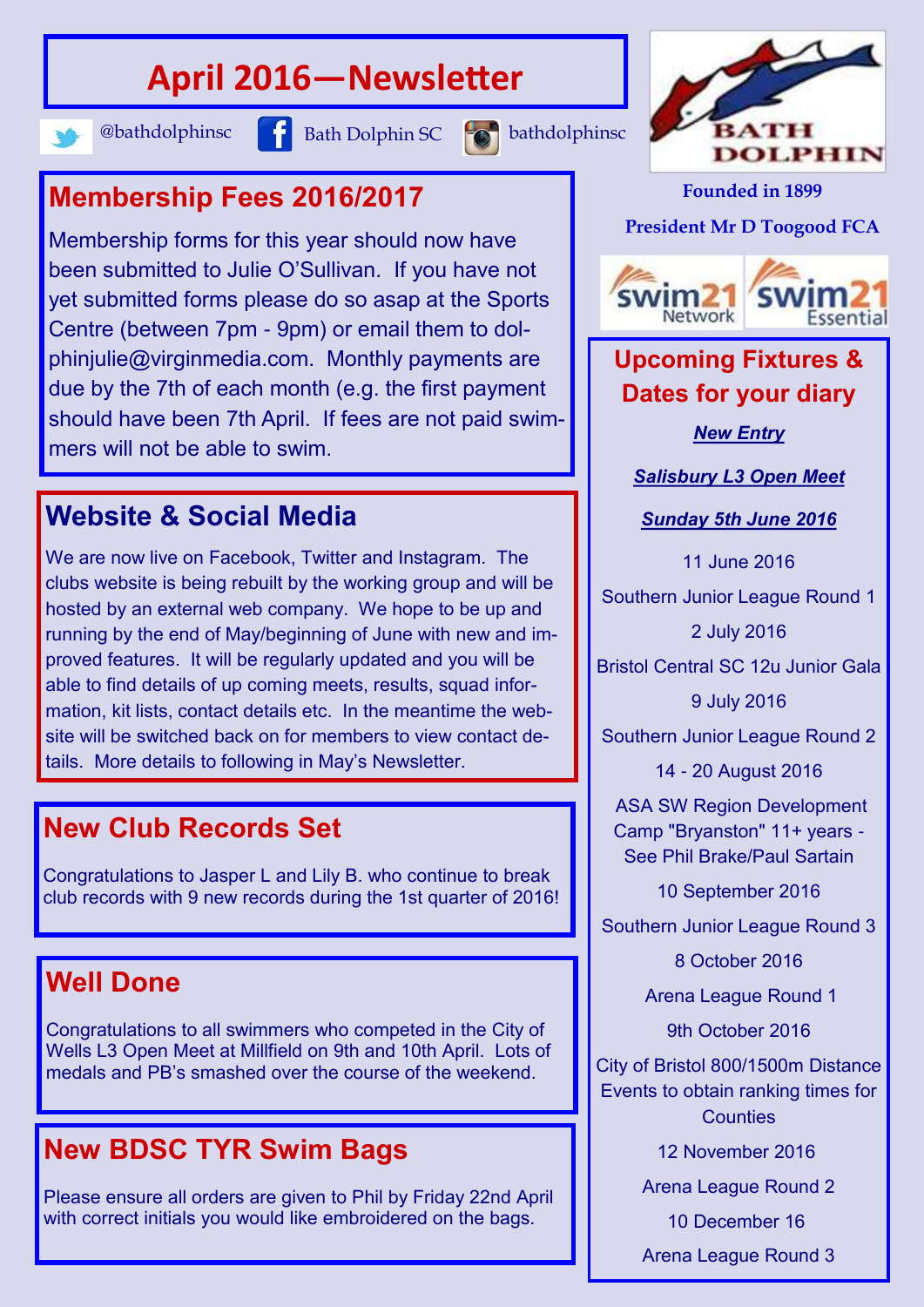# April 2016—Newsletter

@bathdolphinsc    Bath Dolphin SC    bathdolphinsc

BATH DOLPHIN

**Founded in 1899**

**President Mr D Toogood FCA**

## Membership Fees 2016/2017

Membership forms for this year should now have been submitted to Julie O'Sullivan. If you have not yet submitted forms please do so asap at the Sports Centre (between 7pm - 9pm) or email them to dolphinjulie@virginmedia.com. Monthly payments are due by the 7th of each month (e.g. the first payment should have been 7th April. If fees are not paid swimmers will not be able to swim.

## Website & Social Media

We are now live on Facebook, Twitter and Instagram. The clubs website is being rebuilt by the working group and will be hosted by an external web company. We hope to be up and running by the end of May/beginning of June with new and improved features. It will be regularly updated and you will be able to find details of up coming meets, results, squad information, kit lists, contact details etc. In the meantime the website will be switched back on for members to view contact details. More details to following in May's Newsletter.

## New Club Records Set

Congratulations to Jasper L and Lily B. who continue to break club records with 9 new records during the 1st quarter of 2016!

## Well Done

Congratulations to all swimmers who competed in the City of Wells L3 Open Meet at Millfield on 9th and 10th April. Lots of medals and PB's smashed over the course of the weekend.

## New BDSC TYR Swim Bags

Please ensure all orders are given to Phil by Friday 22nd April with correct initials you would like embroidered on the bags.

## Upcoming Fixtures & Dates for your diary

***New Entry***

***Salisbury L3 Open Meet***

***Sunday 5th June 2016***

11 June 2016

Southern Junior League Round 1

2 July 2016

Bristol Central SC 12u Junior Gala

9 July 2016

Southern Junior League Round 2

14 - 20 August 2016

ASA SW Region Development Camp "Bryanston" 11+ years - See Phil Brake/Paul Sartain

10 September 2016

Southern Junior League Round 3

8 October 2016

Arena League Round 1

9th October 2016

City of Bristol 800/1500m Distance Events to obtain ranking times for Counties

12 November 2016

Arena League Round 2

10 December 16

Arena League Round 3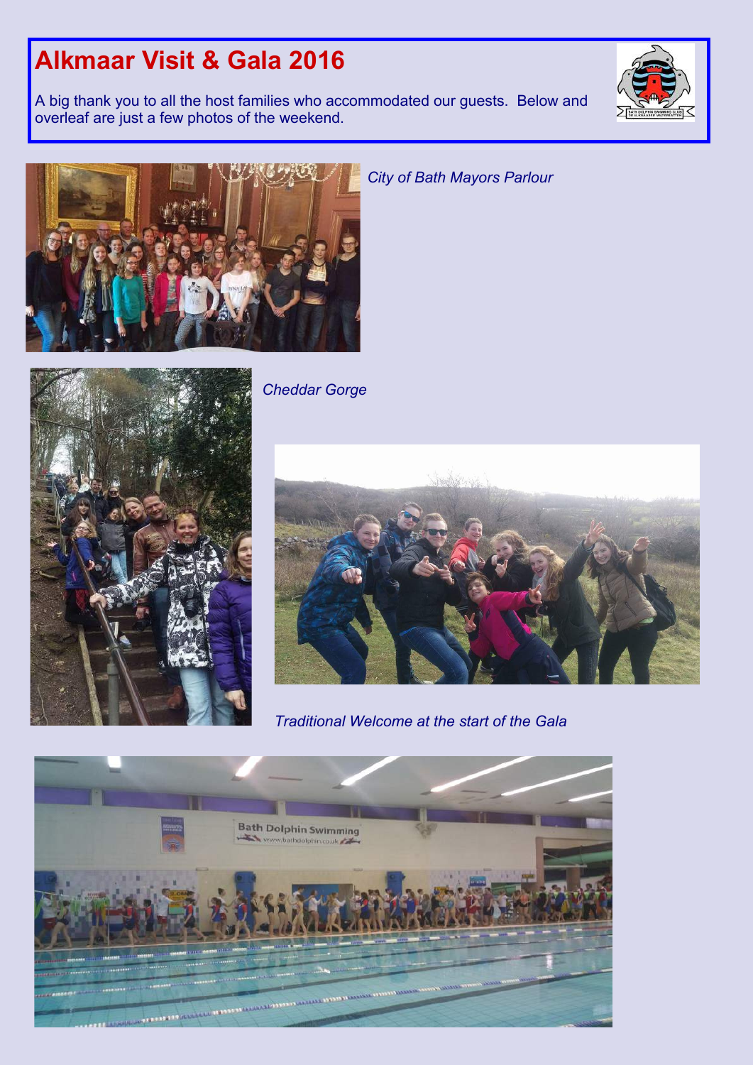# Alkmaar Visit & Gala 2016

A big thank you to all the host families who accommodated our guests. Below and overleaf are just a few photos of the weekend.

*City of Bath Mayors Parlour*

*Cheddar Gorge*

*Traditional Welcome at the start of the Gala*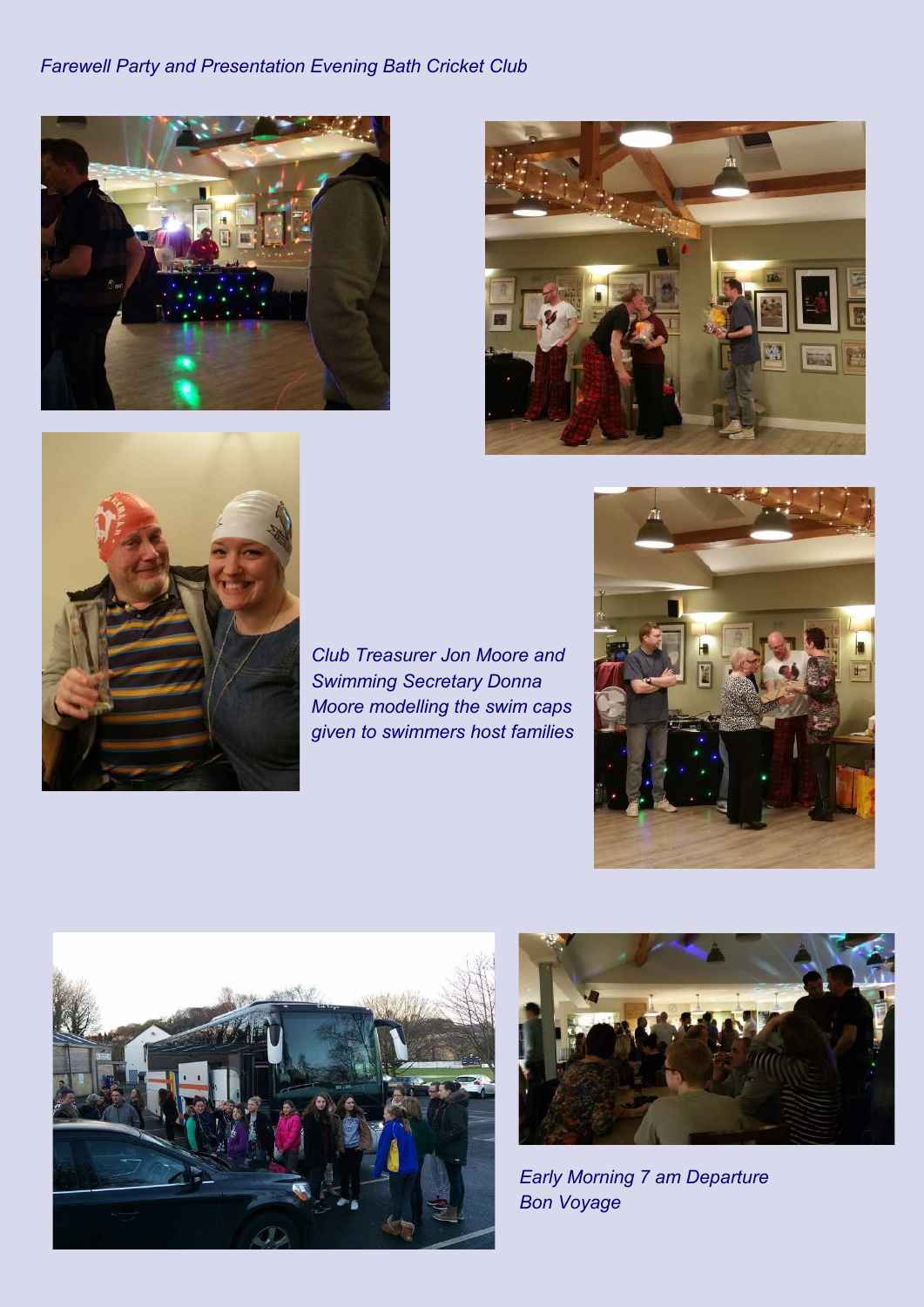*Farewell Party and Presentation Evening Bath Cricket Club*

*Club Treasurer Jon Moore and Swimming Secretary Donna Moore modelling the swim caps given to swimmers host families*

*Early Morning 7 am Departure Bon Voyage*